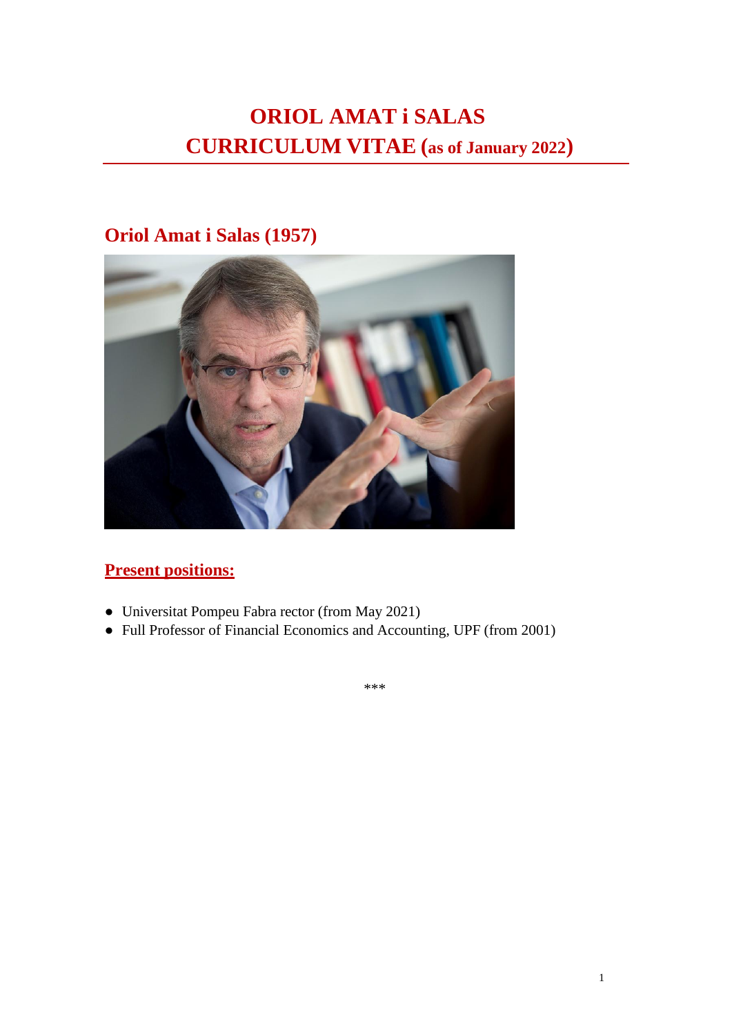# ORIOL AMAT i SALAS
# CURRICULUM VITAE (as of January 2022)

## Oriol Amat i Salas (1957)

## Present positions:

- Universitat Pompeu Fabra rector (from May 2021)
- Full Professor of Financial Economics and Accounting, UPF (from 2001)

***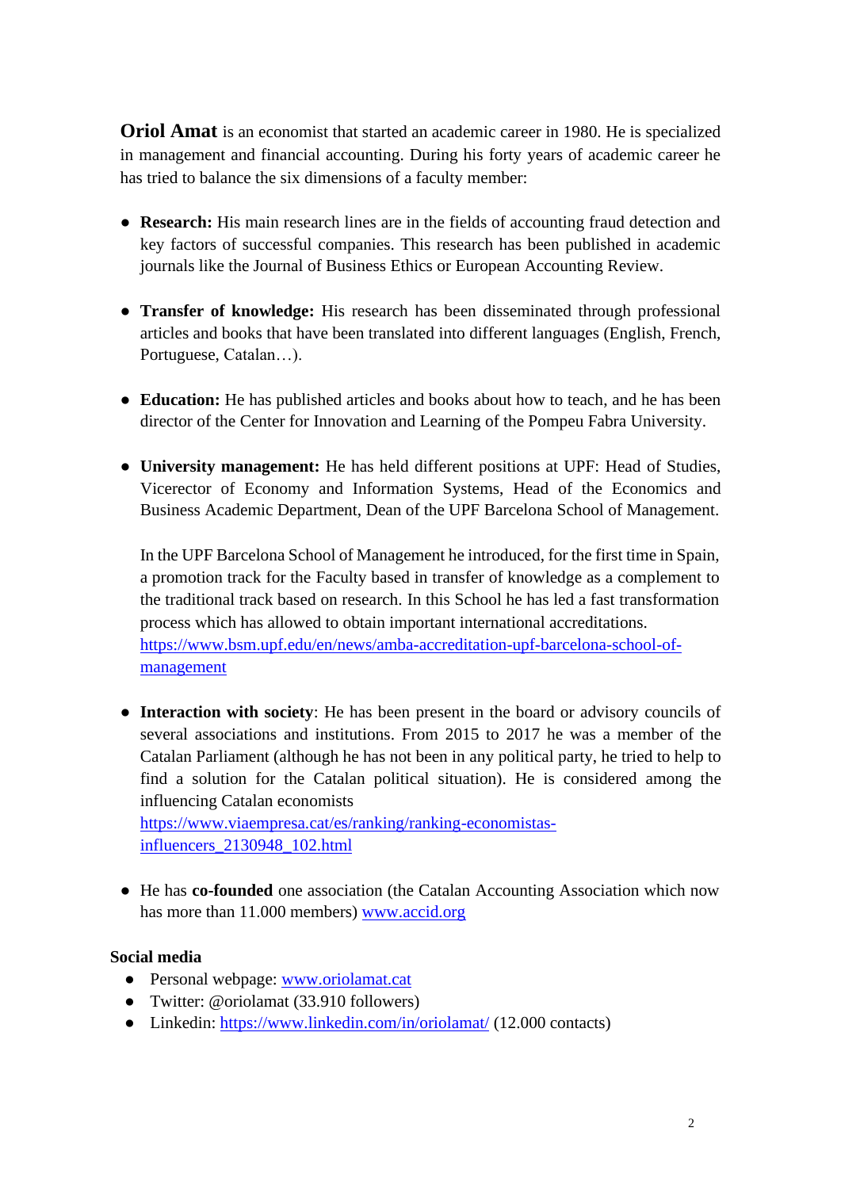**Oriol Amat** is an economist that started an academic career in 1980. He is specialized in management and financial accounting. During his forty years of academic career he has tried to balance the six dimensions of a faculty member:

- **Research:** His main research lines are in the fields of accounting fraud detection and key factors of successful companies. This research has been published in academic journals like the Journal of Business Ethics or European Accounting Review.

- **Transfer of knowledge:** His research has been disseminated through professional articles and books that have been translated into different languages (English, French, Portuguese, Catalan…).

- **Education:** He has published articles and books about how to teach, and he has been director of the Center for Innovation and Learning of the Pompeu Fabra University.

- **University management:** He has held different positions at UPF: Head of Studies, Vicerector of Economy and Information Systems, Head of the Economics and Business Academic Department, Dean of the UPF Barcelona School of Management.

  In the UPF Barcelona School of Management he introduced, for the first time in Spain, a promotion track for the Faculty based in transfer of knowledge as a complement to the traditional track based on research. In this School he has led a fast transformation process which has allowed to obtain important international accreditations. [https://www.bsm.upf.edu/en/news/amba-accreditation-upf-barcelona-school-of-management](https://www.bsm.upf.edu/en/news/amba-accreditation-upf-barcelona-school-of-management)

- **Interaction with society**: He has been present in the board or advisory councils of several associations and institutions. From 2015 to 2017 he was a member of the Catalan Parliament (although he has not been in any political party, he tried to help to find a solution for the Catalan political situation). He is considered among the influencing Catalan economists [https://www.viaempresa.cat/es/ranking/ranking-economistas-influencers_2130948_102.html](https://www.viaempresa.cat/es/ranking/ranking-economistas-influencers_2130948_102.html)

- He has **co-founded** one association (the Catalan Accounting Association which now has more than 11.000 members) [www.accid.org](www.accid.org)

**Social media**

- Personal webpage: [www.oriolamat.cat](www.oriolamat.cat)
- Twitter: @oriolamat (33.910 followers)
- Linkedin: [https://www.linkedin.com/in/oriolamat/](https://www.linkedin.com/in/oriolamat/) (12.000 contacts)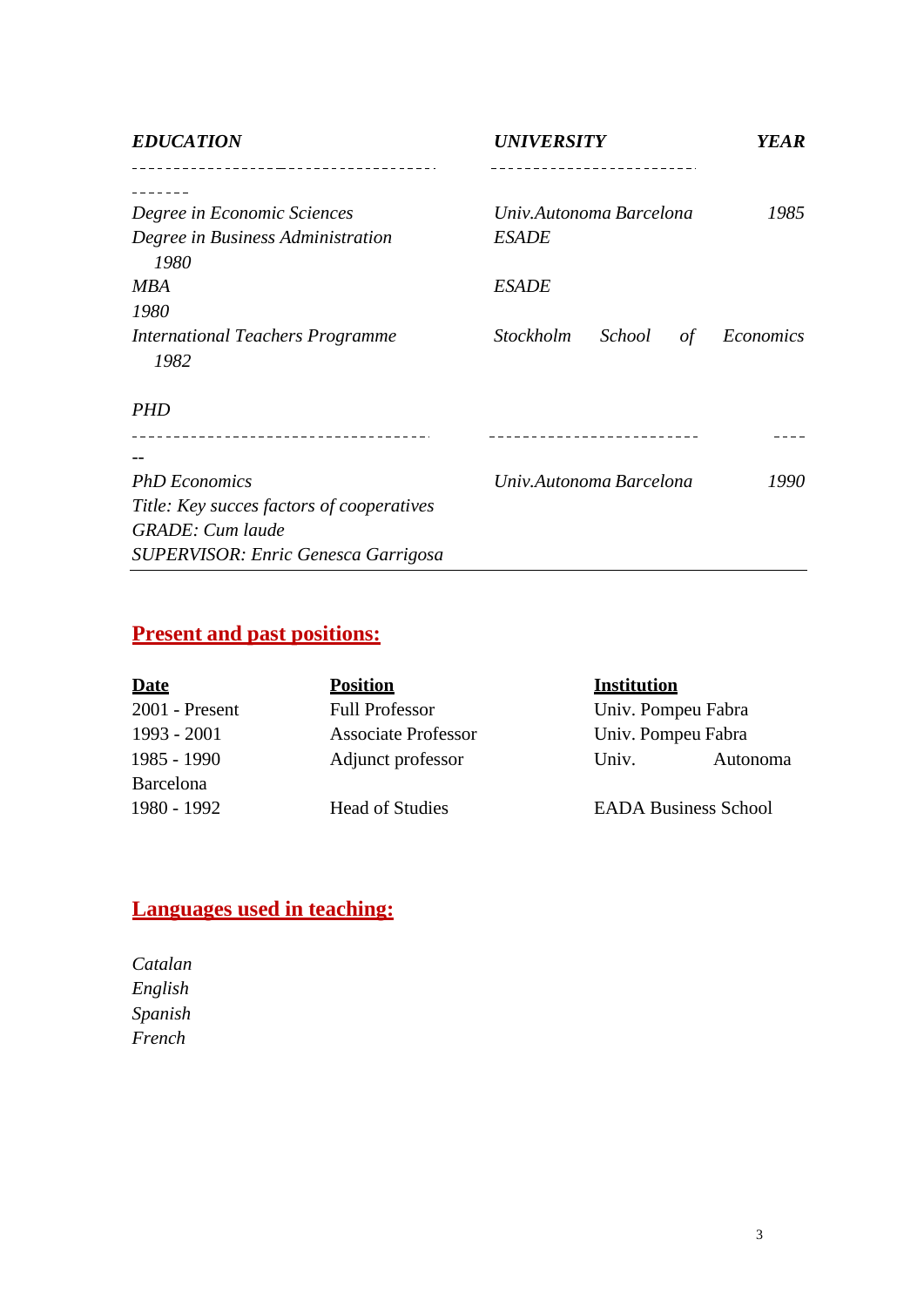| *EDUCATION* | *UNIVERSITY* | *YEAR* |
| --- | --- | --- |
| *Degree in Economic Sciences* | *Univ.Autonoma Barcelona* | *1985* |
| *Degree in Business Administration* | *ESADE* | *1980* |
| *MBA* | *ESADE* | *1980* |
| *International Teachers Programme* | *Stockholm School of Economics* | *1982* |

| *PHD* | | |
| --- | --- | --- |
| *PhD Economics* | *Univ.Autonoma Barcelona* | *1990* |
| *Title: Key succes factors of cooperatives* | | |
| *GRADE: Cum laude* | | |
| *SUPERVISOR: Enric Genesca Garrigosa* | | |

## Present and past positions:

| **Date** | **Position** | **Institution** |
| --- | --- | --- |
| 2001 - Present | Full Professor | Univ. Pompeu Fabra |
| 1993 - 2001 | Associate Professor | Univ. Pompeu Fabra |
| 1985 - 1990 | Adjunct professor | Univ. Autonoma Barcelona |
| 1980 - 1992 | Head of Studies | EADA Business School |

## Languages used in teaching:

*Catalan*
*English*
*Spanish*
*French*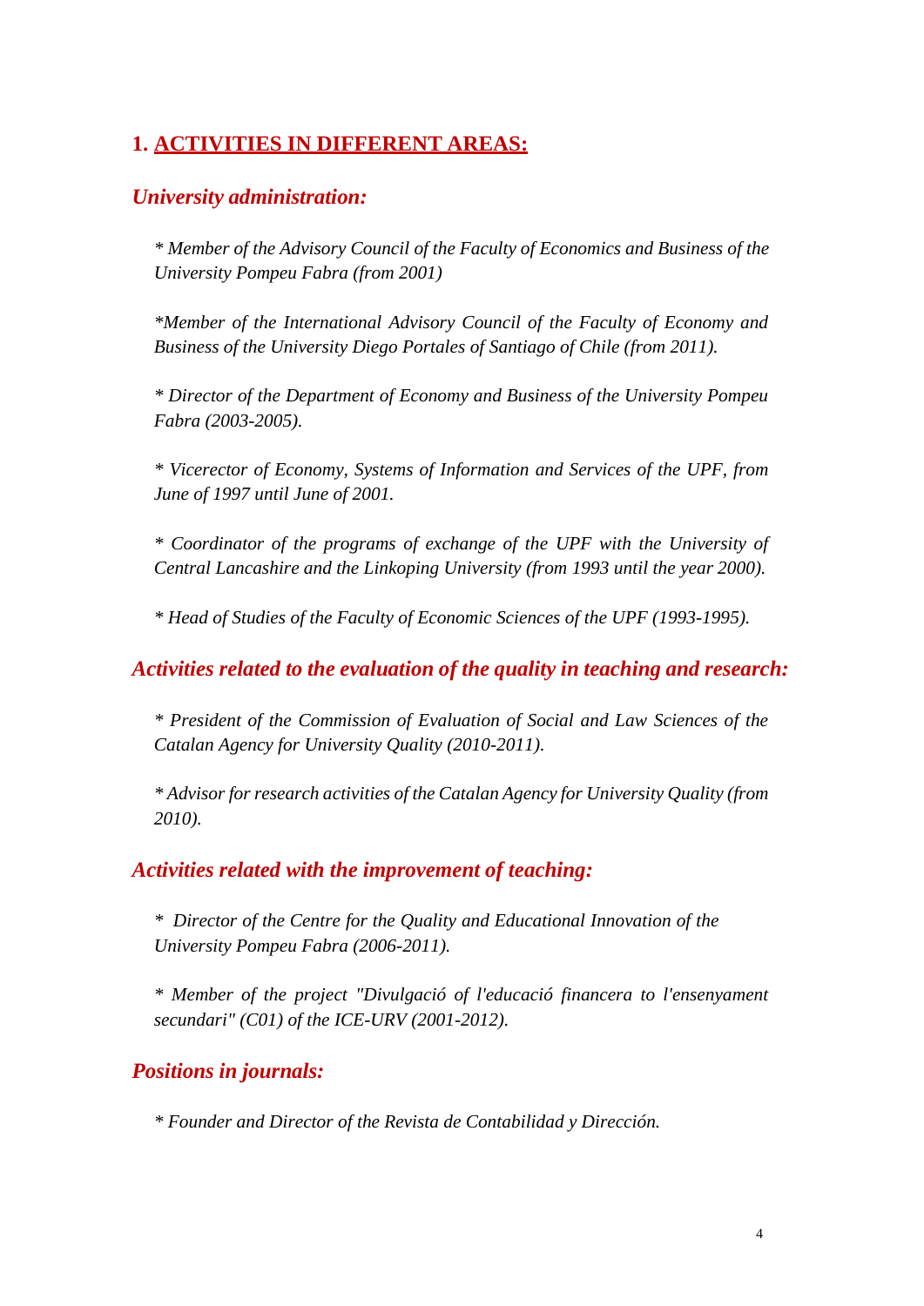## 1. ACTIVITIES IN DIFFERENT AREAS:

### *University administration:*

*\* Member of the Advisory Council of the Faculty of Economics and Business of the University Pompeu Fabra (from 2001)*

*\*Member of the International Advisory Council of the Faculty of Economy and Business of the University Diego Portales of Santiago of Chile (from 2011).*

*\* Director of the Department of Economy and Business of the University Pompeu Fabra (2003-2005).*

*\* Vicerector of Economy, Systems of Information and Services of the UPF, from June of 1997 until June of 2001.*

*\* Coordinator of the programs of exchange of the UPF with the University of Central Lancashire and the Linkoping University (from 1993 until the year 2000).*

*\* Head of Studies of the Faculty of Economic Sciences of the UPF (1993-1995).*

### *Activities related to the evaluation of the quality in teaching and research:*

*\* President of the Commission of Evaluation of Social and Law Sciences of the Catalan Agency for University Quality (2010-2011).*

*\* Advisor for research activities of the Catalan Agency for University Quality (from 2010).*

### *Activities related with the improvement of teaching:*

*\* Director of the Centre for the Quality and Educational Innovation of the University Pompeu Fabra (2006-2011).*

*\* Member of the project "Divulgació of l'educació financera to l'ensenyament secundari" (C01) of the ICE-URV (2001-2012).*

### *Positions in journals:*

*\* Founder and Director of the Revista de Contabilidad y Dirección.*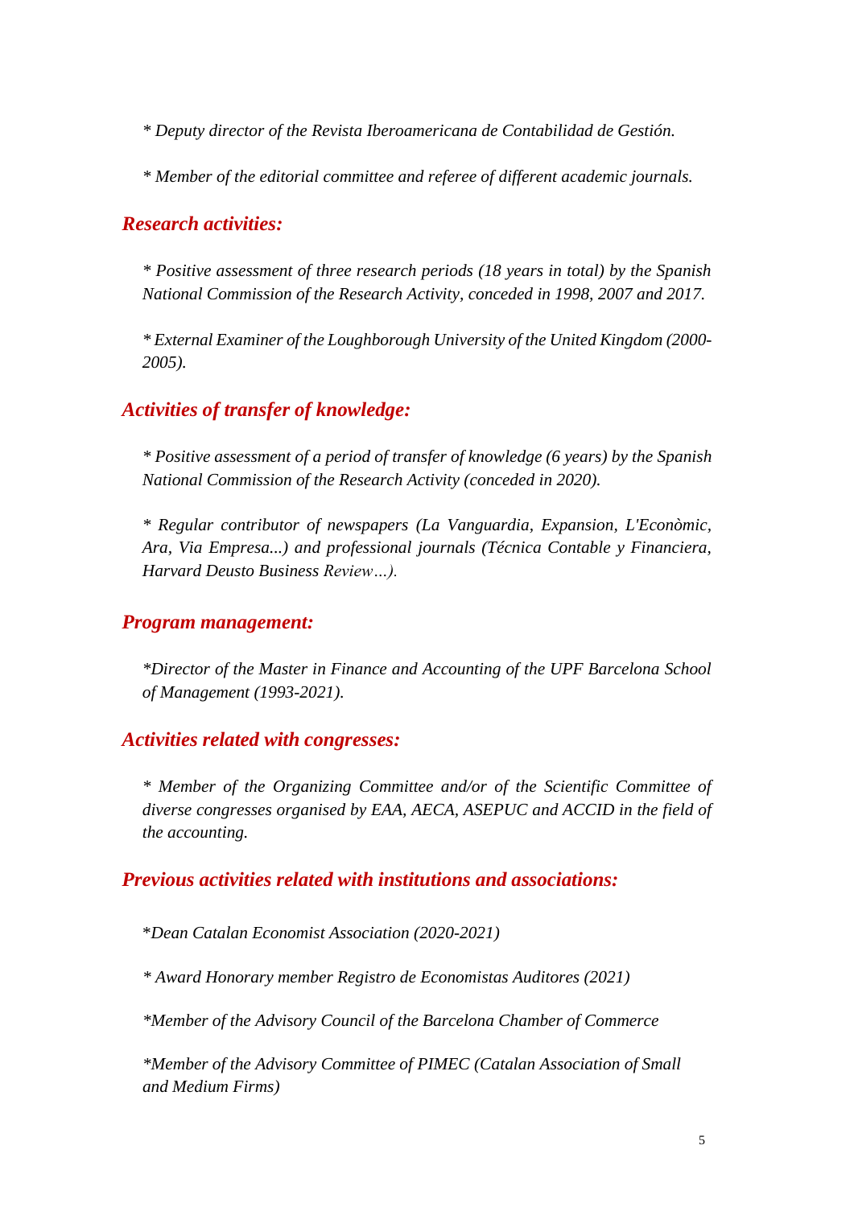*\* Deputy director of the Revista Iberoamericana de Contabilidad de Gestión.*

*\* Member of the editorial committee and referee of different academic journals.*

## *Research activities:*

*\* Positive assessment of three research periods (18 years in total) by the Spanish National Commission of the Research Activity, conceded in 1998, 2007 and 2017.*

*\* External Examiner of the Loughborough University of the United Kingdom (2000-2005).*

## *Activities of transfer of knowledge:*

*\* Positive assessment of a period of transfer of knowledge (6 years) by the Spanish National Commission of the Research Activity (conceded in 2020).*

*\* Regular contributor of newspapers (La Vanguardia, Expansion, L'Econòmic, Ara, Via Empresa...) and professional journals (Técnica Contable y Financiera, Harvard Deusto Business Review…).*

## *Program management:*

*\*Director of the Master in Finance and Accounting of the UPF Barcelona School of Management (1993-2021).*

## *Activities related with congresses:*

*\* Member of the Organizing Committee and/or of the Scientific Committee of diverse congresses organised by EAA, AECA, ASEPUC and ACCID in the field of the accounting.*

## *Previous activities related with institutions and associations:*

*\*Dean Catalan Economist Association (2020-2021)*

*\* Award Honorary member Registro de Economistas Auditores (2021)*

*\*Member of the Advisory Council of the Barcelona Chamber of Commerce*

*\*Member of the Advisory Committee of PIMEC (Catalan Association of Small and Medium Firms)*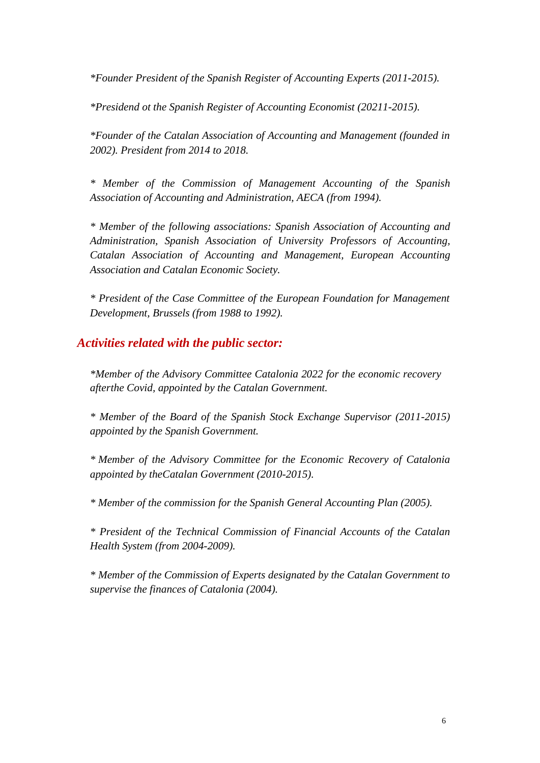*\*Founder President of the Spanish Register of Accounting Experts (2011-2015).*

*\*Presidend ot the Spanish Register of Accounting Economist (20211-2015).*

*\*Founder of the Catalan Association of Accounting and Management (founded in 2002). President from 2014 to 2018.*

*\* Member of the Commission of Management Accounting of the Spanish Association of Accounting and Administration, AECA (from 1994).*

*\* Member of the following associations: Spanish Association of Accounting and Administration, Spanish Association of University Professors of Accounting, Catalan Association of Accounting and Management, European Accounting Association and Catalan Economic Society.*

*\* President of the Case Committee of the European Foundation for Management Development, Brussels (from 1988 to 1992).*

## *Activities related with the public sector:*

*\*Member of the Advisory Committee Catalonia 2022 for the economic recovery afterthe Covid, appointed by the Catalan Government.*

*\* Member of the Board of the Spanish Stock Exchange Supervisor (2011-2015) appointed by the Spanish Government.*

*\* Member of the Advisory Committee for the Economic Recovery of Catalonia appointed by theCatalan Government (2010-2015).*

*\* Member of the commission for the Spanish General Accounting Plan (2005).*

*\* President of the Technical Commission of Financial Accounts of the Catalan Health System (from 2004-2009).*

*\* Member of the Commission of Experts designated by the Catalan Government to supervise the finances of Catalonia (2004).*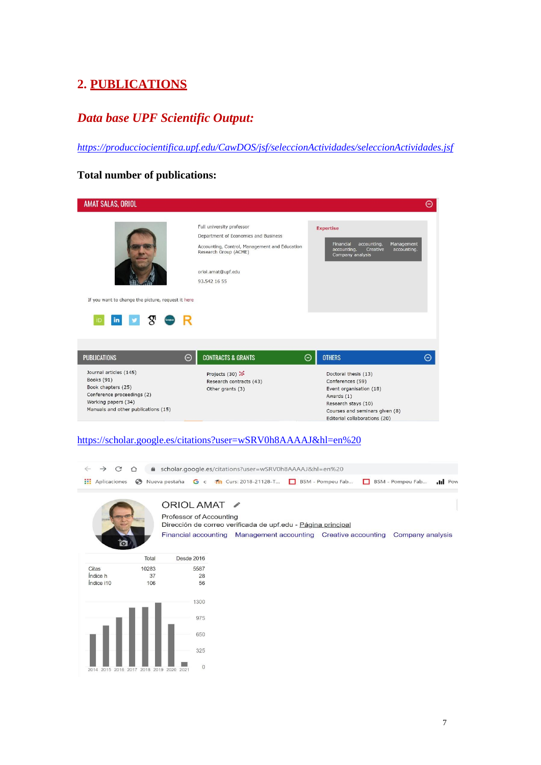## 2. PUBLICATIONS

### *Data base UPF Scientific Output:*

*https://produccioncientifica.upf.edu/CawDOS/jsf/seleccionActividades/seleccionActividades.jsf*

**Total number of publications:**

AMAT SALAS, ORIOL

Full university professor

Department of Economics and Business

Accounting, Control, Management and Education Research Group (ACME)

oriol.amat@upf.edu

93.542 16 55

Expertise

Financial accounting. Management accounting. Creative accounting. Company analysis

If you want to change the picture, request it here

| PUBLICATIONS | CONTRACTS & GRANTS | OTHERS |
|---|---|---|
| Journal articles (145) | Projects (30) | Doctoral thesis (13) |
| Books (91) | Research contracts (43) | Conferences (59) |
| Book chapters (25) | Other grants (3) | Event organisation (18) |
| Conference proceedings (2) | | Awards (1) |
| Working papers (34) | | Research stays (10) |
| Manuals and other publications (15) | | Courses and seminars given (8) |
| | | Editorial collaborations (20) |

https://scholar.google.es/citations?user=wSRV0h8AAAAJ&hl=en%20

ORIOL AMAT

Professor of Accounting

Dirección de correo verificada de upf.edu - Página principal

Financial accounting Management accounting Creative accounting Company analysis

| | Total | Desde 2016 |
|---|---|---|
| Citas | 10283 | 5587 |
| Índice h | 37 | 28 |
| Índice i10 | 106 | 56 |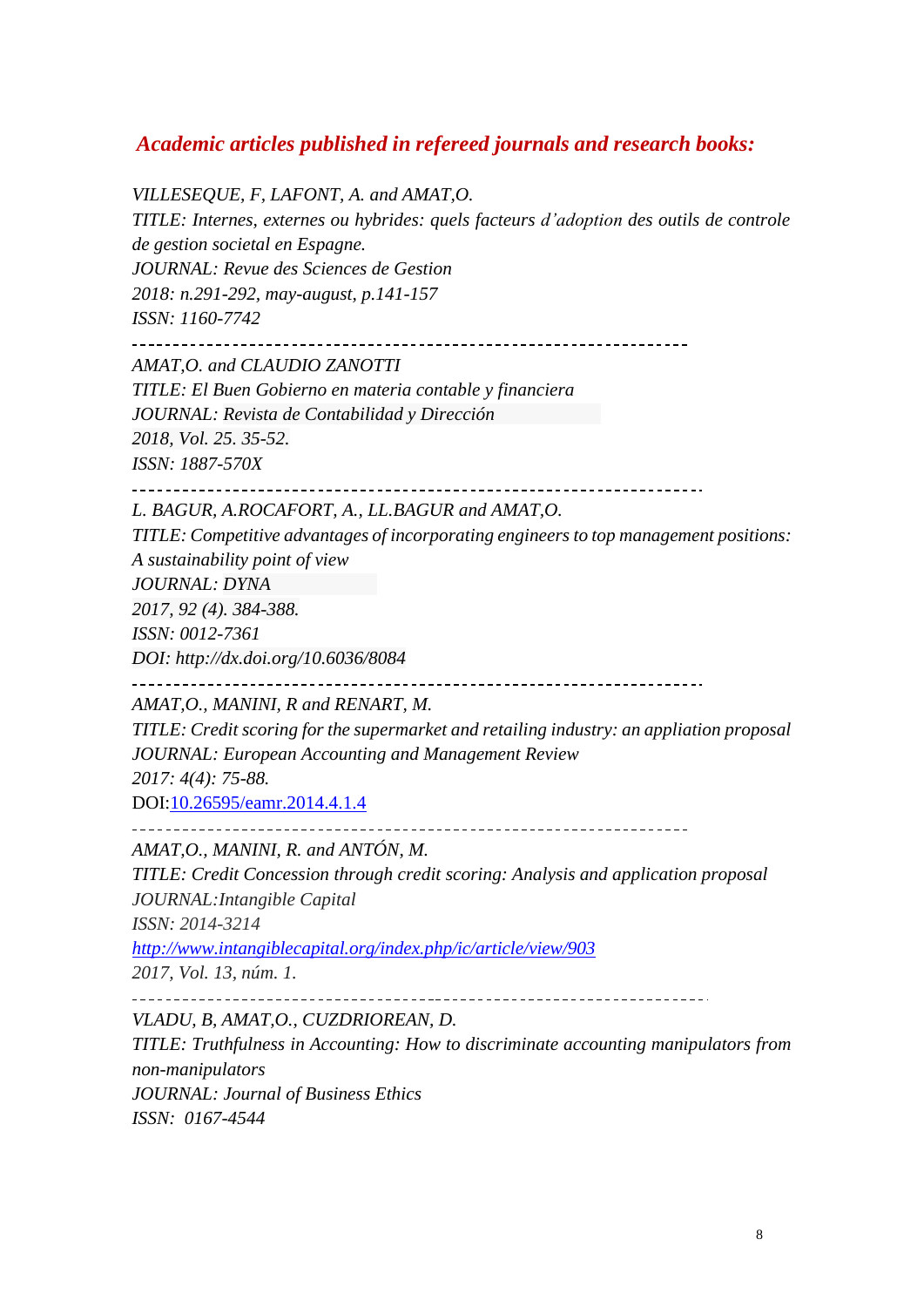## *Academic articles published in refereed journals and research books:*

*VILLESEQUE, F, LAFONT, A. and AMAT,O.*
*TITLE: Internes, externes ou hybrides: quels facteurs d'adoption des outils de controle de gestion societal en Espagne.*
*JOURNAL: Revue des Sciences de Gestion*
*2018: n.291-292, may-august, p.141-157*
*ISSN: 1160-7742*

---

*AMAT,O. and CLAUDIO ZANOTTI*
*TITLE: El Buen Gobierno en materia contable y financiera*
*JOURNAL: Revista de Contabilidad y Dirección*
*2018, Vol. 25. 35-52.*
*ISSN: 1887-570X*

---

*L. BAGUR, A.ROCAFORT, A., LL.BAGUR and AMAT,O.*
*TITLE: Competitive advantages of incorporating engineers to top management positions: A sustainability point of view*
*JOURNAL: DYNA*
*2017, 92 (4). 384-388.*
*ISSN: 0012-7361*
*DOI: http://dx.doi.org/10.6036/8084*

---

*AMAT,O., MANINI, R and RENART, M.*
*TITLE: Credit scoring for the supermarket and retailing industry: an appliation proposal*
*JOURNAL: European Accounting and Management Review*
*2017: 4(4): 75-88.*
DOI:[10.26595/eamr.2014.4.1.4](10.26595/eamr.2014.4.1.4)

---

*AMAT,O., MANINI, R. and ANTÓN, M.*
*TITLE: Credit Concession through credit scoring: Analysis and application proposal*
*JOURNAL:Intangible Capital*
*ISSN: 2014-3214*
*[http://www.intangiblecapital.org/index.php/ic/article/view/903](http://www.intangiblecapital.org/index.php/ic/article/view/903)*
*2017, Vol. 13, núm. 1.*

---

*VLADU, B, AMAT,O., CUZDRIOREAN, D.*
*TITLE: Truthfulness in Accounting: How to discriminate accounting manipulators from non-manipulators*
*JOURNAL: Journal of Business Ethics*
*ISSN: 0167-4544*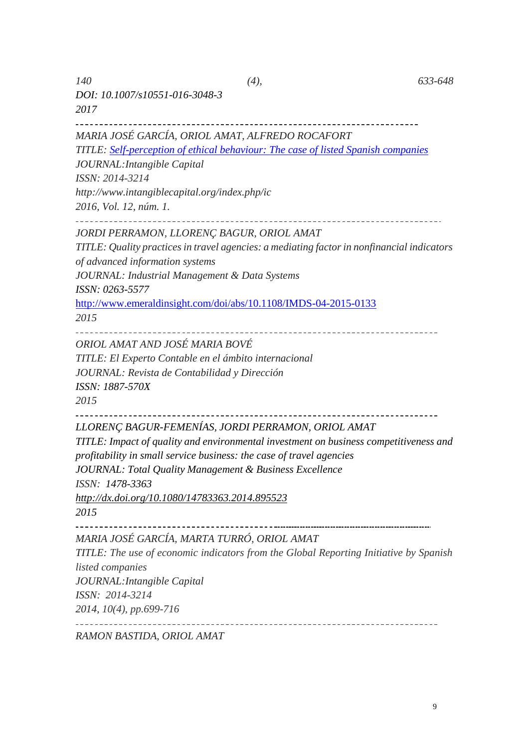*140 (4), 633-648*
*DOI: 10.1007/s10551-016-3048-3*
*2017*

---

*MARIA JOSÉ GARCÍA, ORIOL AMAT, ALFREDO ROCAFORT*
*TITLE: Self-perception of ethical behaviour: The case of listed Spanish companies*
*JOURNAL:Intangible Capital*
*ISSN: 2014-3214*
*http://www.intangiblecapital.org/index.php/ic*
*2016, Vol. 12, núm. 1.*

---

*JORDI PERRAMON, LLORENÇ BAGUR, ORIOL AMAT*
*TITLE: Quality practices in travel agencies: a mediating factor in nonfinancial indicators of advanced information systems*
*JOURNAL: Industrial Management & Data Systems*
*ISSN: 0263-5577*
http://www.emeraldinsight.com/doi/abs/10.1108/IMDS-04-2015-0133
*2015*

---

*ORIOL AMAT AND JOSÉ MARIA BOVÉ*
*TITLE: El Experto Contable en el ámbito internacional*
*JOURNAL: Revista de Contabilidad y Dirección*
*ISSN: 1887-570X*
*2015*

---

*LLORENÇ BAGUR-FEMENÍAS, JORDI PERRAMON, ORIOL AMAT*
*TITLE: Impact of quality and environmental investment on business competitiveness and profitability in small service business: the case of travel agencies*
*JOURNAL: Total Quality Management & Business Excellence*
*ISSN: 1478-3363*
*http://dx.doi.org/10.1080/14783363.2014.895523*
*2015*

---

*MARIA JOSÉ GARCÍA, MARTA TURRÓ, ORIOL AMAT*
*TITLE: The use of economic indicators from the Global Reporting Initiative by Spanish listed companies*
*JOURNAL:Intangible Capital*
*ISSN: 2014-3214*
*2014, 10(4), pp.699-716*

---

*RAMON BASTIDA, ORIOL AMAT*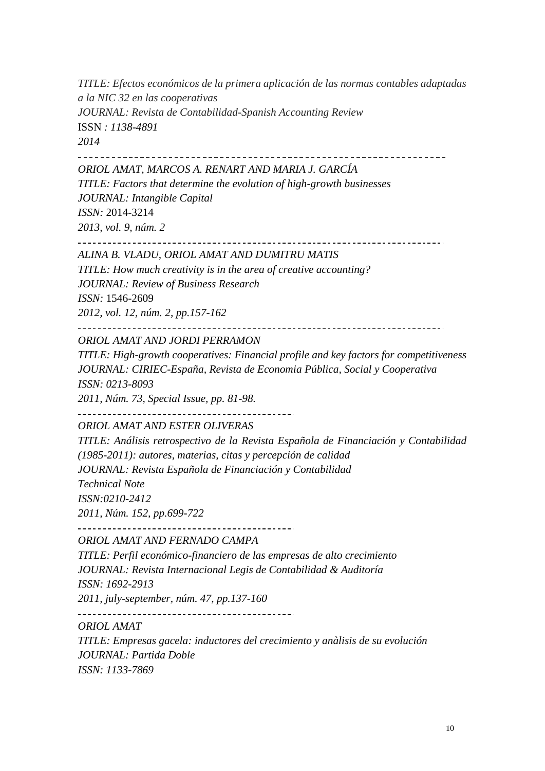*TITLE: Efectos económicos de la primera aplicación de las normas contables adaptadas a la NIC 32 en las cooperativas*
*JOURNAL: Revista de Contabilidad-Spanish Accounting Review*
ISSN *: 1138-4891*
*2014*

---

*ORIOL AMAT, MARCOS A. RENART AND MARIA J. GARCÍA*
*TITLE: Factors that determine the evolution of high-growth businesses*
*JOURNAL: Intangible Capital*
*ISSN:* 2014-3214
*2013, vol. 9, núm. 2*

---

*ALINA B. VLADU, ORIOL AMAT AND DUMITRU MATIS*
*TITLE: How much creativity is in the area of creative accounting?*
*JOURNAL: Review of Business Research*
*ISSN:* 1546-2609
*2012, vol. 12, núm. 2, pp.157-162*

---

*ORIOL AMAT AND JORDI PERRAMON*
*TITLE: High-growth cooperatives: Financial profile and key factors for competitiveness*
*JOURNAL: CIRIEC-España, Revista de Economia Pública, Social y Cooperativa*
*ISSN: 0213-8093*
*2011, Núm. 73, Special Issue, pp. 81-98.*

---

*ORIOL AMAT AND ESTER OLIVERAS*
*TITLE: Análisis retrospectivo de la Revista Española de Financiación y Contabilidad (1985-2011): autores, materias, citas y percepción de calidad*
*JOURNAL: Revista Española de Financiación y Contabilidad*
*Technical Note*
*ISSN:0210-2412*
*2011, Núm. 152, pp.699-722*

---

*ORIOL AMAT AND FERNADO CAMPA*
*TITLE: Perfil económico-financiero de las empresas de alto crecimiento*
*JOURNAL: Revista Internacional Legis de Contabilidad & Auditoría*
*ISSN: 1692-2913*
*2011, july-september, núm. 47, pp.137-160*

---

*ORIOL AMAT*
*TITLE: Empresas gacela: inductores del crecimiento y anàlisis de su evolución*
*JOURNAL: Partida Doble*
*ISSN: 1133-7869*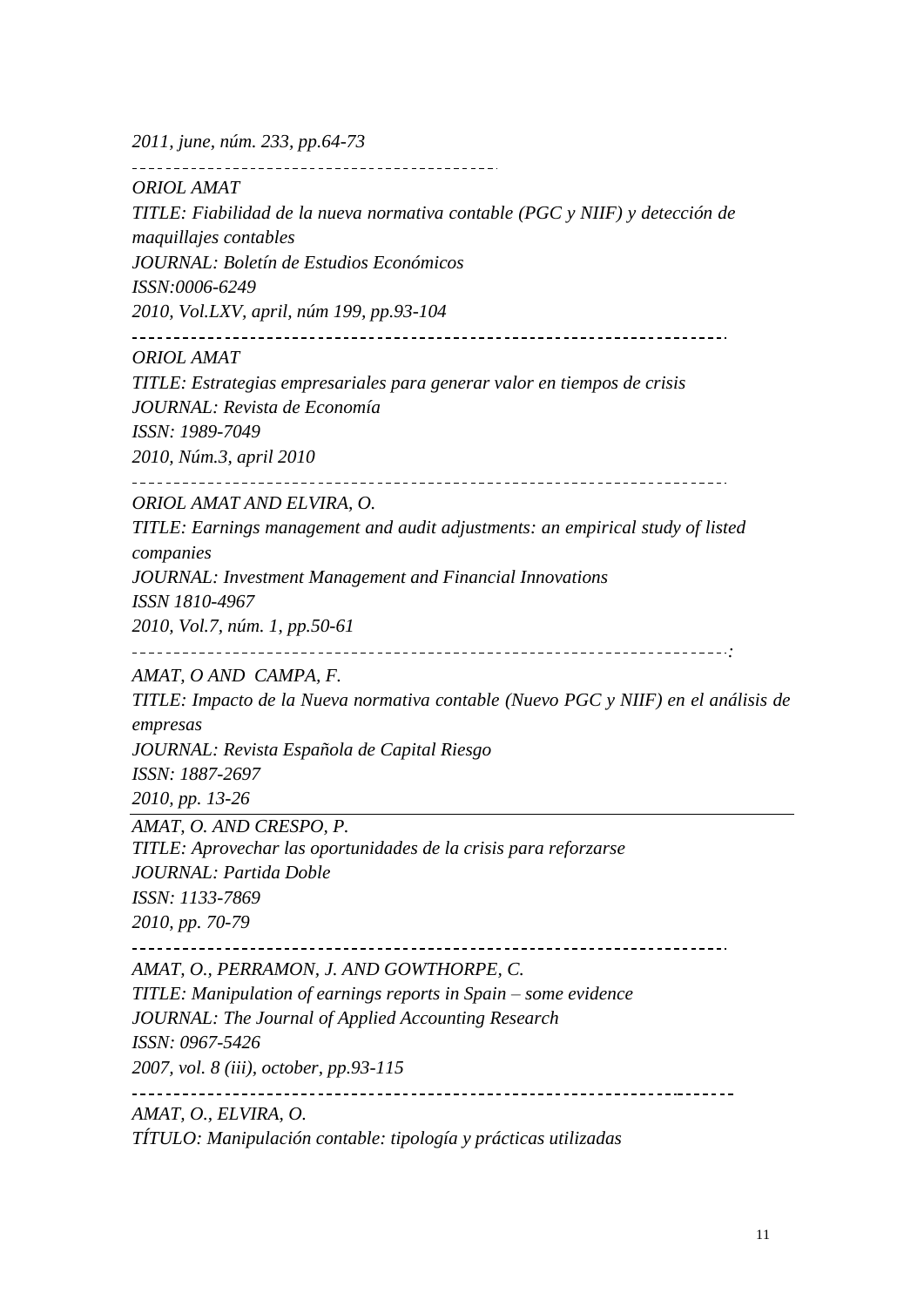*2011, june, núm. 233, pp.64-73*

---

*ORIOL AMAT*
*TITLE: Fiabilidad de la nueva normativa contable (PGC y NIIF) y detección de maquillajes contables*
*JOURNAL: Boletín de Estudios Económicos*
*ISSN:0006-6249*
*2010, Vol.LXV, april, núm 199, pp.93-104*

---

*ORIOL AMAT*
*TITLE: Estrategias empresariales para generar valor en tiempos de crisis*
*JOURNAL: Revista de Economía*
*ISSN: 1989-7049*
*2010, Núm.3, april 2010*

---

*ORIOL AMAT AND ELVIRA, O.*
*TITLE: Earnings management and audit adjustments: an empirical study of listed companies*
*JOURNAL: Investment Management and Financial Innovations*
*ISSN 1810-4967*
*2010, Vol.7, núm. 1, pp.50-61*

---

*AMAT, O AND CAMPA, F.*
*TITLE: Impacto de la Nueva normativa contable (Nuevo PGC y NIIF) en el análisis de empresas*
*JOURNAL: Revista Española de Capital Riesgo*
*ISSN: 1887-2697*
*2010, pp. 13-26*

---

*AMAT, O. AND CRESPO, P.*
*TITLE: Aprovechar las oportunidades de la crisis para reforzarse*
*JOURNAL: Partida Doble*
*ISSN: 1133-7869*
*2010, pp. 70-79*

---

*AMAT, O., PERRAMON, J. AND GOWTHORPE, C.*
*TITLE: Manipulation of earnings reports in Spain – some evidence*
*JOURNAL: The Journal of Applied Accounting Research*
*ISSN: 0967-5426*
*2007, vol. 8 (iii), october, pp.93-115*

---

*AMAT, O., ELVIRA, O.*
*TÍTULO: Manipulación contable: tipología y prácticas utilizadas*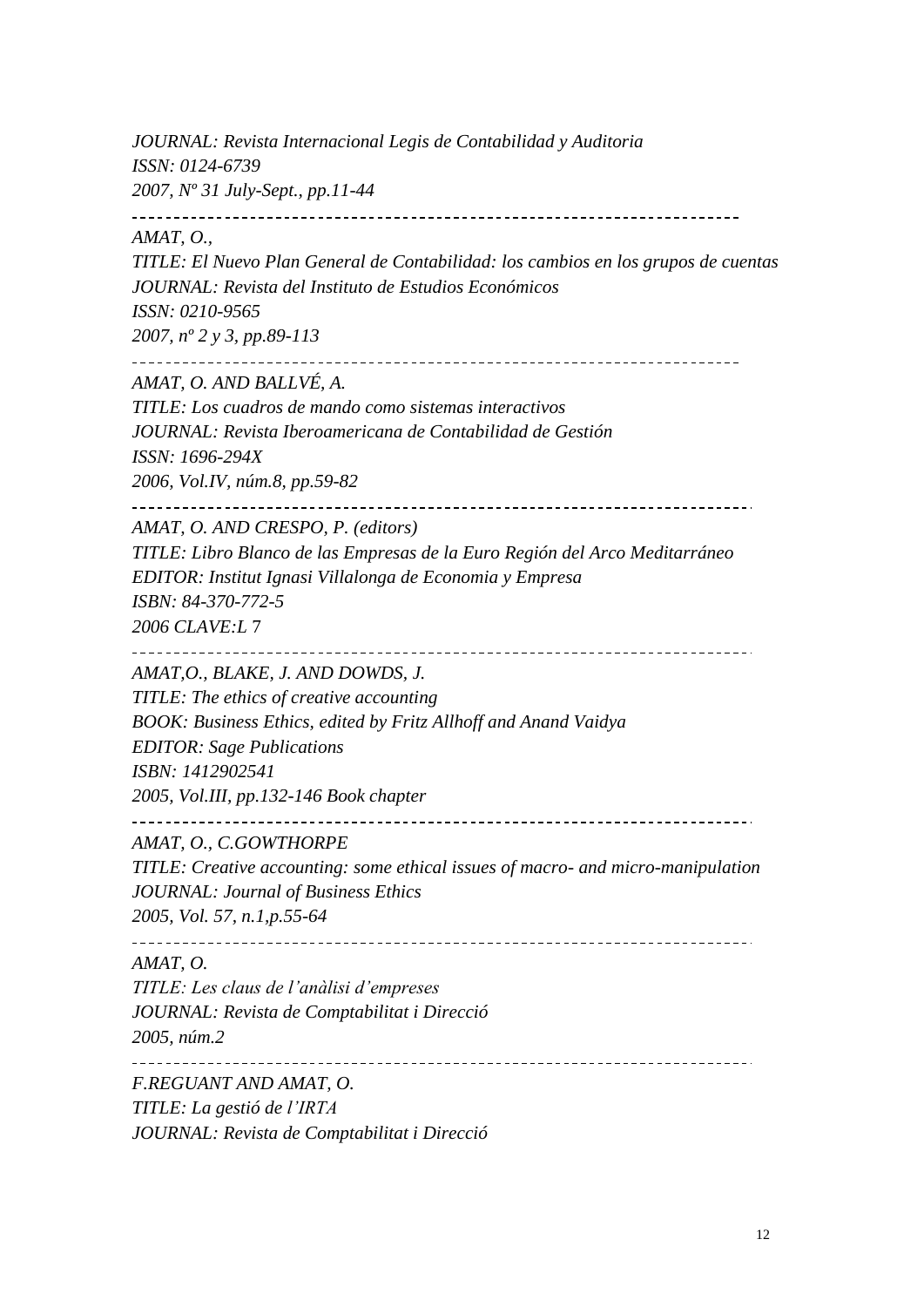*JOURNAL: Revista Internacional Legis de Contabilidad y Auditoria*
*ISSN: 0124-6739*
*2007, Nº 31 July-Sept., pp.11-44*

---

*AMAT, O.,*
*TITLE: El Nuevo Plan General de Contabilidad: los cambios en los grupos de cuentas*
*JOURNAL: Revista del Instituto de Estudios Económicos*
*ISSN: 0210-9565*
*2007, nº 2 y 3, pp.89-113*

---

*AMAT, O. AND BALLVÉ, A.*
*TITLE: Los cuadros de mando como sistemas interactivos*
*JOURNAL: Revista Iberoamericana de Contabilidad de Gestión*
*ISSN: 1696-294X*
*2006, Vol.IV, núm.8, pp.59-82*

---

*AMAT, O. AND CRESPO, P. (editors)*
*TITLE: Libro Blanco de las Empresas de la Euro Región del Arco Meditarráneo*
*EDITOR: Institut Ignasi Villalonga de Economia y Empresa*
*ISBN: 84-370-772-5*
*2006 CLAVE:L 7*

---

*AMAT,O., BLAKE, J. AND DOWDS, J.*
*TITLE: The ethics of creative accounting*
*BOOK: Business Ethics, edited by Fritz Allhoff and Anand Vaidya*
*EDITOR: Sage Publications*
*ISBN: 1412902541*
*2005, Vol.III, pp.132-146 Book chapter*

---

*AMAT, O., C.GOWTHORPE*
*TITLE: Creative accounting: some ethical issues of macro- and micro-manipulation*
*JOURNAL: Journal of Business Ethics*
*2005, Vol. 57, n.1,p.55-64*

---

*AMAT, O.*
*TITLE: Les claus de l'anàlisi d'empreses*
*JOURNAL: Revista de Comptabilitat i Direcció*
*2005, núm.2*

---

*F.REGUANT AND AMAT, O.*
*TITLE: La gestió de l'IRTA*
*JOURNAL: Revista de Comptabilitat i Direcció*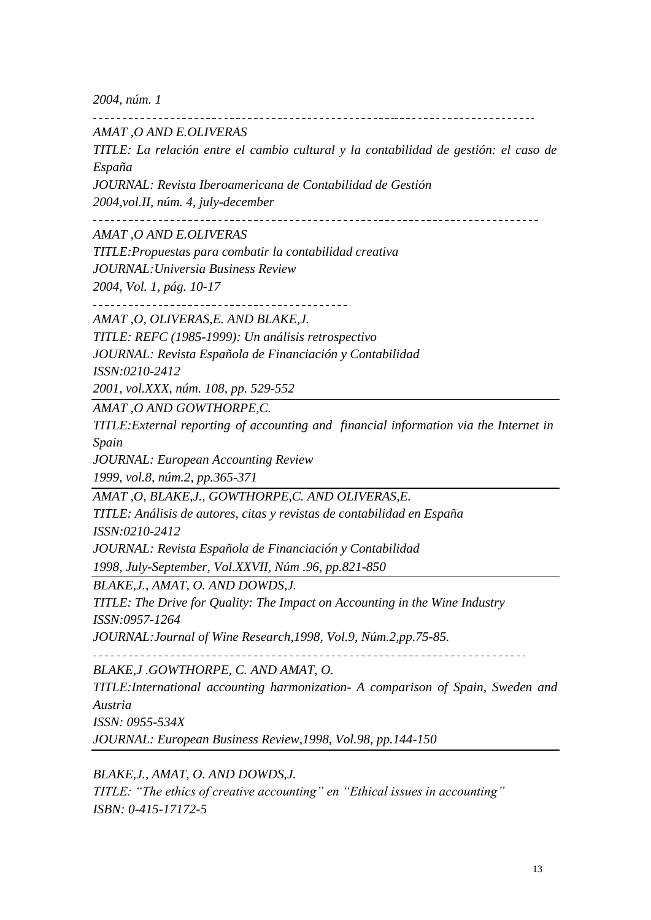*2004, núm. 1*

---

*AMAT ,O AND E.OLIVERAS*

*TITLE: La relación entre el cambio cultural y la contabilidad de gestión: el caso de España*

*JOURNAL: Revista Iberoamericana de Contabilidad de Gestión*

*2004,vol.II, núm. 4, july-december*

---

*AMAT ,O AND E.OLIVERAS*

*TITLE:Propuestas para combatir la contabilidad creativa*

*JOURNAL:Universia Business Review*

*2004, Vol. 1, pág. 10-17*

---

*AMAT ,O, OLIVERAS,E. AND BLAKE,J.*

*TITLE: REFC (1985-1999): Un análisis retrospectivo*

*JOURNAL: Revista Española de Financiación y Contabilidad*

*ISSN:0210-2412*

*2001, vol.XXX, núm. 108, pp. 529-552*

---

*AMAT ,O AND GOWTHORPE,C.*

*TITLE:External reporting of accounting and financial information via the Internet in Spain*

*JOURNAL: European Accounting Review*

*1999, vol.8, núm.2, pp.365-371*

---

*AMAT ,O, BLAKE,J., GOWTHORPE,C. AND OLIVERAS,E.*

*TITLE: Análisis de autores, citas y revistas de contabilidad en España*

*ISSN:0210-2412*

*JOURNAL: Revista Española de Financiación y Contabilidad*

*1998, July-September, Vol.XXVII, Núm .96, pp.821-850*

---

*BLAKE,J., AMAT, O. AND DOWDS,J.*

*TITLE: The Drive for Quality: The Impact on Accounting in the Wine Industry*

*ISSN:0957-1264*

*JOURNAL:Journal of Wine Research,1998, Vol.9, Núm.2,pp.75-85.*

---

*BLAKE,J .GOWTHORPE, C. AND AMAT, O.*

*TITLE:International accounting harmonization- A comparison of Spain, Sweden and Austria*

*ISSN: 0955-534X*

*JOURNAL: European Business Review,1998, Vol.98, pp.144-150*

---

*BLAKE,J., AMAT, O. AND DOWDS,J.*

*TITLE: "The ethics of creative accounting" en "Ethical issues in accounting"*

*ISBN: 0-415-17172-5*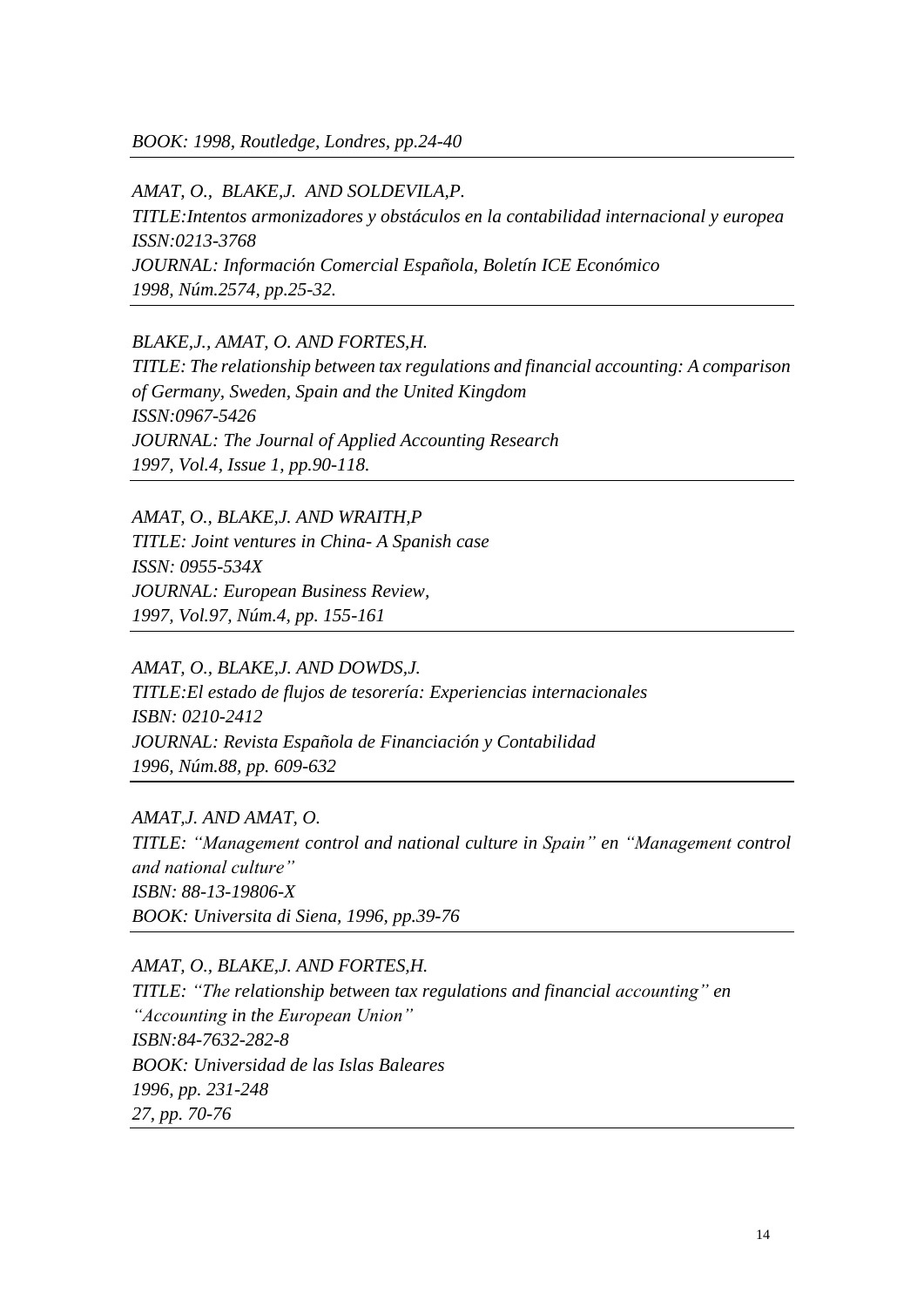*BOOK: 1998, Routledge, Londres, pp.24-40*

---

*AMAT, O., BLAKE,J. AND SOLDEVILA,P.*
*TITLE:Intentos armonizadores y obstáculos en la contabilidad internacional y europea*
*ISSN:0213-3768*
*JOURNAL: Información Comercial Española, Boletín ICE Económico*
*1998, Núm.2574, pp.25-32.*

---

*BLAKE,J., AMAT, O. AND FORTES,H.*
*TITLE: The relationship between tax regulations and financial accounting: A comparison of Germany, Sweden, Spain and the United Kingdom*
*ISSN:0967-5426*
*JOURNAL: The Journal of Applied Accounting Research*
*1997, Vol.4, Issue 1, pp.90-118.*

---

*AMAT, O., BLAKE,J. AND WRAITH,P*
*TITLE: Joint ventures in China- A Spanish case*
*ISSN: 0955-534X*
*JOURNAL: European Business Review,*
*1997, Vol.97, Núm.4, pp. 155-161*

---

*AMAT, O., BLAKE,J. AND DOWDS,J.*
*TITLE:El estado de flujos de tesorería: Experiencias internacionales*
*ISBN: 0210-2412*
*JOURNAL: Revista Española de Financiación y Contabilidad*
*1996, Núm.88, pp. 609-632*

---

*AMAT,J. AND AMAT, O.*
*TITLE: "Management control and national culture in Spain" en "Management control and national culture"*
*ISBN: 88-13-19806-X*
*BOOK: Universita di Siena, 1996, pp.39-76*

---

*AMAT, O., BLAKE,J. AND FORTES,H.*
*TITLE: "The relationship between tax regulations and financial accounting" en "Accounting in the European Union"*
*ISBN:84-7632-282-8*
*BOOK: Universidad de las Islas Baleares*
*1996, pp. 231-248*
*27, pp. 70-76*

---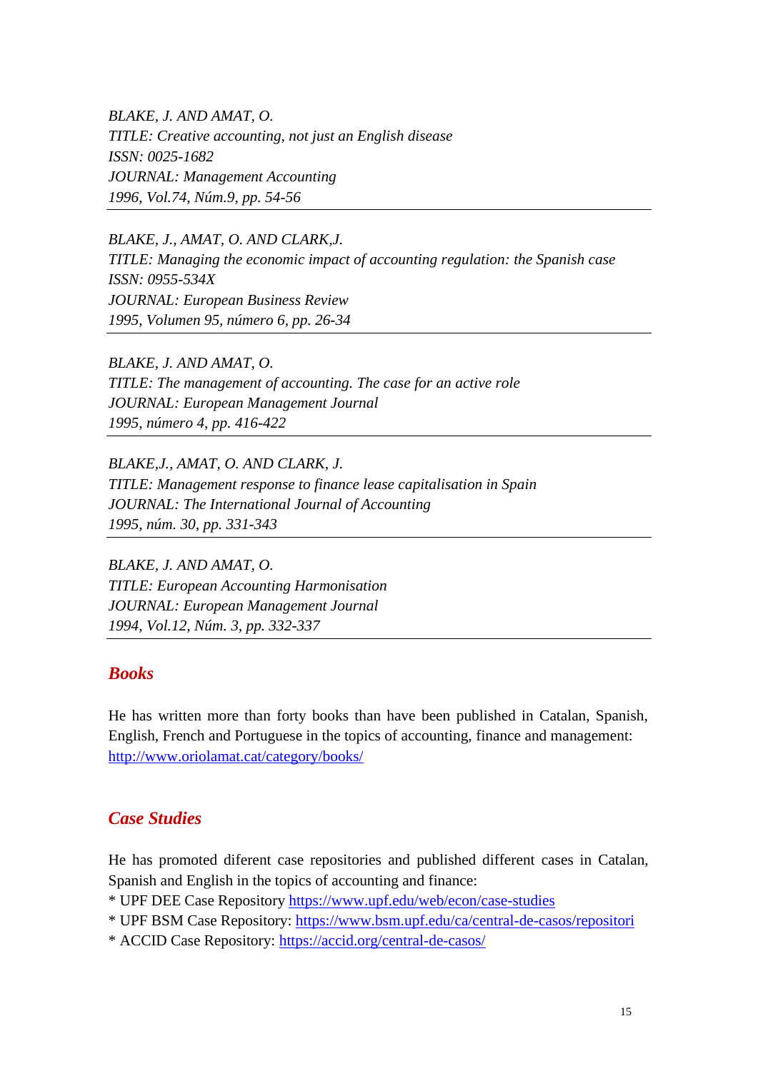*BLAKE, J. AND AMAT, O.*
*TITLE: Creative accounting, not just an English disease*
*ISSN: 0025-1682*
*JOURNAL: Management Accounting*
*1996, Vol.74, Núm.9, pp. 54-56*

---

*BLAKE, J., AMAT, O. AND CLARK,J.*
*TITLE: Managing the economic impact of accounting regulation: the Spanish case*
*ISSN: 0955-534X*
*JOURNAL: European Business Review*
*1995, Volumen 95, número 6, pp. 26-34*

---

*BLAKE, J. AND AMAT, O.*
*TITLE: The management of accounting. The case for an active role*
*JOURNAL: European Management Journal*
*1995, número 4, pp. 416-422*

---

*BLAKE,J., AMAT, O. AND CLARK, J.*
*TITLE: Management response to finance lease capitalisation in Spain*
*JOURNAL: The International Journal of Accounting*
*1995, núm. 30, pp. 331-343*

---

*BLAKE, J. AND AMAT, O.*
*TITLE: European Accounting Harmonisation*
*JOURNAL: European Management Journal*
*1994, Vol.12, Núm. 3, pp. 332-337*

---

## Books

He has written more than forty books than have been published in Catalan, Spanish, English, French and Portuguese in the topics of accounting, finance and management: http://www.oriolamat.cat/category/books/

## Case Studies

He has promoted diferent case repositories and published different cases in Catalan, Spanish and English in the topics of accounting and finance:
* UPF DEE Case Repository https://www.upf.edu/web/econ/case-studies
* UPF BSM Case Repository: https://www.bsm.upf.edu/ca/central-de-casos/repositori
* ACCID Case Repository: https://accid.org/central-de-casos/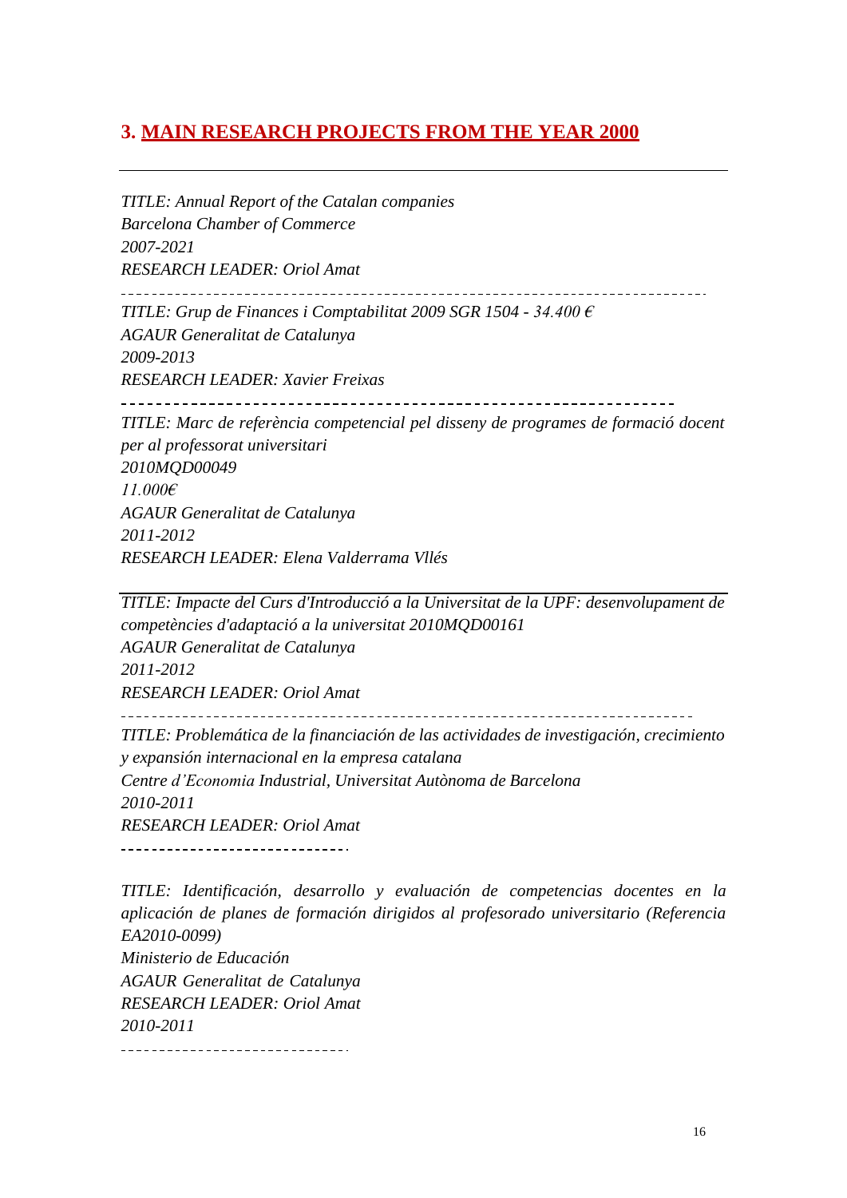## 3. MAIN RESEARCH PROJECTS FROM THE YEAR 2000

---

*TITLE: Annual Report of the Catalan companies*
*Barcelona Chamber of Commerce*
*2007-2021*
*RESEARCH LEADER: Oriol Amat*

---

*TITLE: Grup de Finances i Comptabilitat 2009 SGR 1504 - 34.400 €*
*AGAUR Generalitat de Catalunya*
*2009-2013*
*RESEARCH LEADER: Xavier Freixas*

---

*TITLE: Marc de referència competencial pel disseny de programes de formació docent per al professorat universitari*
*2010MQD00049*
*11.000€*
*AGAUR Generalitat de Catalunya*
*2011-2012*
*RESEARCH LEADER: Elena Valderrama Vllés*

---

*TITLE: Impacte del Curs d'Introducció a la Universitat de la UPF: desenvolupament de competències d'adaptació a la universitat 2010MQD00161*
*AGAUR Generalitat de Catalunya*
*2011-2012*
*RESEARCH LEADER: Oriol Amat*

---

*TITLE: Problemática de la financiación de las actividades de investigación, crecimiento y expansión internacional en la empresa catalana*
*Centre d'Economia Industrial, Universitat Autònoma de Barcelona*
*2010-2011*
*RESEARCH LEADER: Oriol Amat*

---

*TITLE: Identificación, desarrollo y evaluación de competencias docentes en la aplicación de planes de formación dirigidos al profesorado universitario (Referencia EA2010-0099)*
*Ministerio de Educación*
*AGAUR Generalitat de Catalunya*
*RESEARCH LEADER: Oriol Amat*
*2010-2011*

---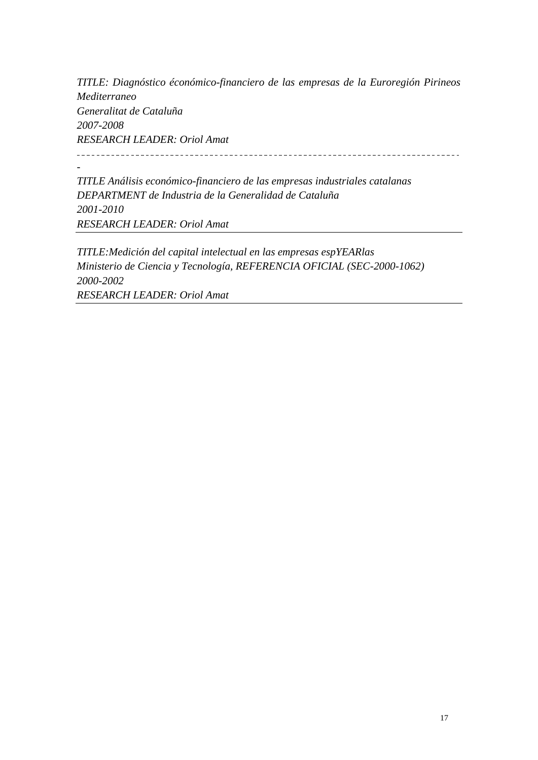*TITLE: Diagnóstico éconómico-financiero de las empresas de la Euroregión Pirineos Mediterraneo*
*Generalitat de Cataluña*
*2007-2008*
*RESEARCH LEADER: Oriol Amat*

- - - - - - - - - - - - - - - - - - - - - - - - - - - - - - - - - - - - - - - - - - - - - - - - - - - - - - - - - - - - - - - - - - - - - - - - - - - - - -

*-*

*TITLE Análisis económico-financiero de las empresas industriales catalanas*
*DEPARTMENT de Industria de la Generalidad de Cataluña*
*2001-2010*
*RESEARCH LEADER: Oriol Amat*

---

*TITLE:Medición del capital intelectual en las empresas espYEARlas*
*Ministerio de Ciencia y Tecnología, REFERENCIA OFICIAL (SEC-2000-1062)*
*2000-2002*
*RESEARCH LEADER: Oriol Amat*

---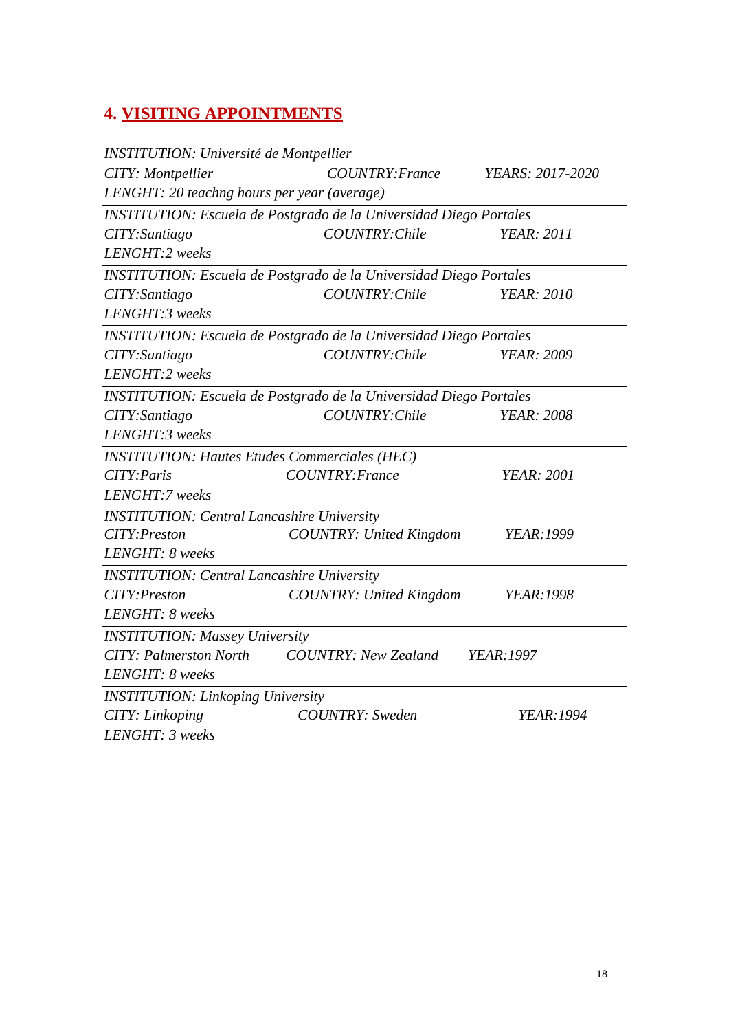## 4. VISITING APPOINTMENTS

*INSTITUTION: Université de Montpellier*
*CITY: Montpellier* *COUNTRY:France* *YEARS: 2017-2020*
*LENGHT: 20 teachng hours per year (average)*

---

*INSTITUTION: Escuela de Postgrado de la Universidad Diego Portales*
*CITY:Santiago* *COUNTRY:Chile* *YEAR: 2011*
*LENGHT:2 weeks*

---

*INSTITUTION: Escuela de Postgrado de la Universidad Diego Portales*
*CITY:Santiago* *COUNTRY:Chile* *YEAR: 2010*
*LENGHT:3 weeks*

---

*INSTITUTION: Escuela de Postgrado de la Universidad Diego Portales*
*CITY:Santiago* *COUNTRY:Chile* *YEAR: 2009*
*LENGHT:2 weeks*

---

*INSTITUTION: Escuela de Postgrado de la Universidad Diego Portales*
*CITY:Santiago* *COUNTRY:Chile* *YEAR: 2008*
*LENGHT:3 weeks*

---

*INSTITUTION: Hautes Etudes Commerciales (HEC)*
*CITY:Paris* *COUNTRY:France* *YEAR: 2001*
*LENGHT:7 weeks*

---

*INSTITUTION: Central Lancashire University*
*CITY:Preston* *COUNTRY: United Kingdom* *YEAR:1999*
*LENGHT: 8 weeks*

---

*INSTITUTION: Central Lancashire University*
*CITY:Preston* *COUNTRY: United Kingdom* *YEAR:1998*
*LENGHT: 8 weeks*

---

*INSTITUTION: Massey University*
*CITY: Palmerston North* *COUNTRY: New Zealand* *YEAR:1997*
*LENGHT: 8 weeks*

---

*INSTITUTION: Linkoping University*
*CITY: Linkoping* *COUNTRY: Sweden* *YEAR:1994*
*LENGHT: 3 weeks*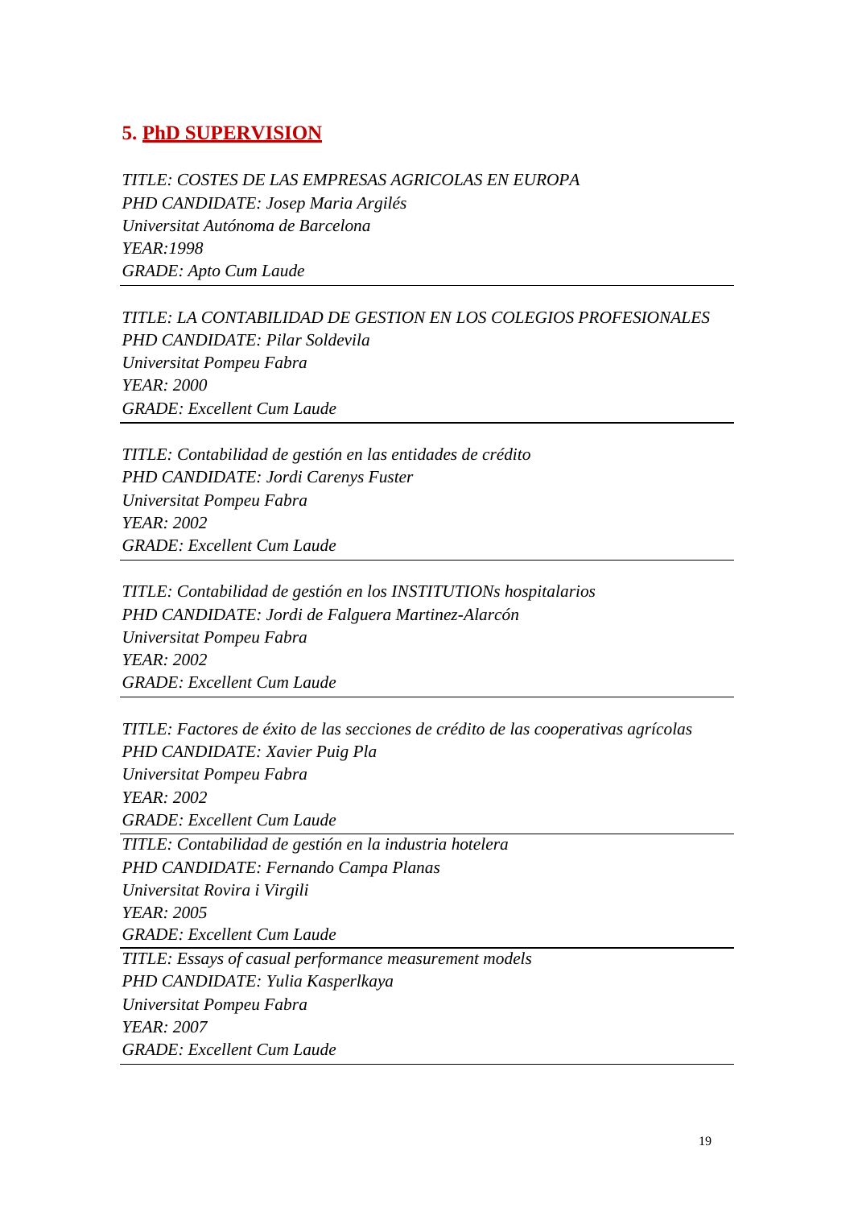## 5. PhD SUPERVISION

*TITLE: COSTES DE LAS EMPRESAS AGRICOLAS EN EUROPA*
*PHD CANDIDATE: Josep Maria Argilés*
*Universitat Autónoma de Barcelona*
*YEAR:1998*
*GRADE: Apto Cum Laude*

---

*TITLE: LA CONTABILIDAD DE GESTION EN LOS COLEGIOS PROFESIONALES*
*PHD CANDIDATE: Pilar Soldevila*
*Universitat Pompeu Fabra*
*YEAR: 2000*
*GRADE: Excellent Cum Laude*

---

*TITLE: Contabilidad de gestión en las entidades de crédito*
*PHD CANDIDATE: Jordi Carenys Fuster*
*Universitat Pompeu Fabra*
*YEAR: 2002*
*GRADE: Excellent Cum Laude*

---

*TITLE: Contabilidad de gestión en los INSTITUTIONs hospitalarios*
*PHD CANDIDATE: Jordi de Falguera Martinez-Alarcón*
*Universitat Pompeu Fabra*
*YEAR: 2002*
*GRADE: Excellent Cum Laude*

---

*TITLE: Factores de éxito de las secciones de crédito de las cooperativas agrícolas*
*PHD CANDIDATE: Xavier Puig Pla*
*Universitat Pompeu Fabra*
*YEAR: 2002*
*GRADE: Excellent Cum Laude*

---

*TITLE: Contabilidad de gestión en la industria hotelera*
*PHD CANDIDATE: Fernando Campa Planas*
*Universitat Rovira i Virgili*
*YEAR: 2005*
*GRADE: Excellent Cum Laude*

---

*TITLE: Essays of casual performance measurement models*
*PHD CANDIDATE: Yulia Kasperlkaya*
*Universitat Pompeu Fabra*
*YEAR: 2007*
*GRADE: Excellent Cum Laude*

---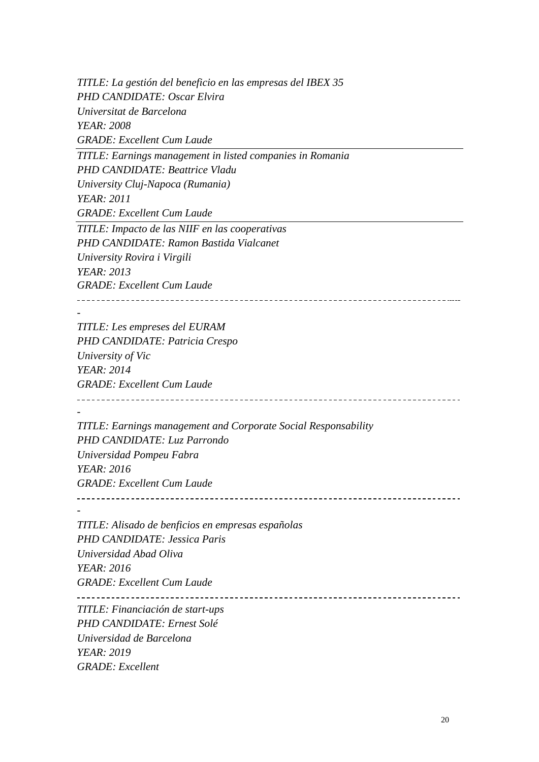*TITLE: La gestión del beneficio en las empresas del IBEX 35*
*PHD CANDIDATE: Oscar Elvira*
*Universitat de Barcelona*
*YEAR: 2008*
*GRADE: Excellent Cum Laude*

---

*TITLE: Earnings management in listed companies in Romania*
*PHD CANDIDATE: Beattrice Vladu*
*University Cluj-Napoca (Rumania)*
*YEAR: 2011*
*GRADE: Excellent Cum Laude*

---

*TITLE: Impacto de las NIIF en las cooperativas*
*PHD CANDIDATE: Ramon Bastida Vialcanet*
*University Rovira i Virgili*
*YEAR: 2013*
*GRADE: Excellent Cum Laude*

---

-

*TITLE: Les empreses del EURAM*
*PHD CANDIDATE: Patricia Crespo*
*University of Vic*
*YEAR: 2014*
*GRADE: Excellent Cum Laude*

---

-

*TITLE: Earnings management and Corporate Social Responsability*
*PHD CANDIDATE: Luz Parrondo*
*Universidad Pompeu Fabra*
*YEAR: 2016*
*GRADE: Excellent Cum Laude*

---

-

*TITLE: Alisado de benficios en empresas españolas*
*PHD CANDIDATE: Jessica Paris*
*Universidad Abad Oliva*
*YEAR: 2016*
*GRADE: Excellent Cum Laude*

---

*TITLE: Financiación de start-ups*
*PHD CANDIDATE: Ernest Solé*
*Universidad de Barcelona*
*YEAR: 2019*
*GRADE: Excellent*